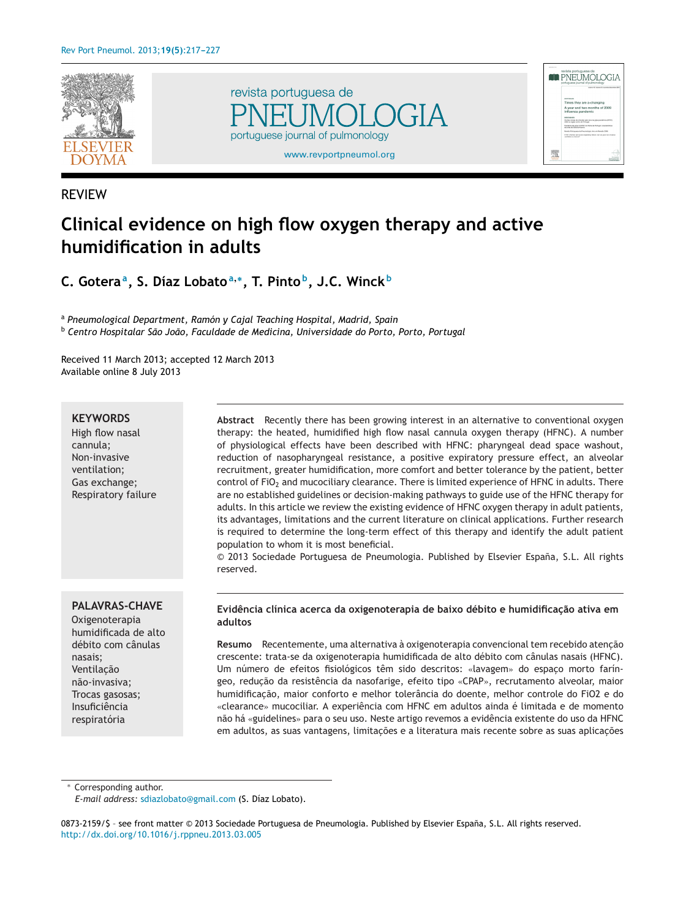REVIEW

# Clinical evidence on high flow oxygen therapy and active humidification in adults

**C. Gotera[a], S. Díaz Lobato[a,*], T. Pinto[b], J.C. Winck[b]**

[a] *Pneumological Department, Ramón y Cajal Teaching Hospital, Madrid, Spain*
[b] *Centro Hospitalar São João, Faculdade de Medicina, Universidade do Porto, Porto, Portugal*

Received 11 March 2013; accepted 12 March 2013
Available online 8 July 2013

**KEYWORDS**
High flow nasal cannula;
Non-invasive ventilation;
Gas exchange;
Respiratory failure

**Abstract** Recently there has been growing interest in an alternative to conventional oxygen therapy: the heated, humidified high flow nasal cannula oxygen therapy (HFNC). A number of physiological effects have been described with HFNC: pharyngeal dead space washout, reduction of nasopharyngeal resistance, a positive expiratory pressure effect, an alveolar recruitment, greater humidification, more comfort and better tolerance by the patient, better control of $FiO_2$ and mucociliary clearance. There is limited experience of HFNC in adults. There are no established guidelines or decision-making pathways to guide use of the HFNC therapy for adults. In this article we review the existing evidence of HFNC oxygen therapy in adult patients, its advantages, limitations and the current literature on clinical applications. Further research is required to determine the long-term effect of this therapy and identify the adult patient population to whom it is most beneficial.
© 2013 Sociedade Portuguesa de Pneumologia. Published by Elsevier España, S.L. All rights reserved.

**PALAVRAS-CHAVE**
Oxigenoterapia humidificada de alto débito com cânulas nasais;
Ventilação não-invasiva;
Trocas gasosas;
Insuficiência respiratória

**Evidência clínica acerca da oxigenoterapia de baixo débito e humidificação ativa em adultos**

**Resumo** Recentemente, uma alternativa à oxigenoterapia convencional tem recebido atenção crescente: trata-se da oxigenoterapia humidificada de alto débito com cânulas nasais (HFNC). Um número de efeitos fisiológicos têm sido descritos: «lavagem» do espaço morto faríngeo, redução da resistência da nasofarige, efeito tipo «CPAP», recrutamento alveolar, maior humidificação, maior conforto e melhor tolerância do doente, melhor controle do FiO2 e do «clearance» mucociliar. A experiência com HFNC em adultos ainda é limitada e de momento não há «guidelines» para o seu uso. Neste artigo revemos a evidência existente do uso da HFNC em adultos, as suas vantagens, limitações e a literatura mais recente sobre as suas aplicações

\* Corresponding author.
*E-mail address:* sdiazlobato@gmail.com (S. Díaz Lobato).

0873-2159/$ - see front matter © 2013 Sociedade Portuguesa de Pneumologia. Published by Elsevier España, S.L. All rights reserved.
http://dx.doi.org/10.1016/j.rppneu.2013.03.005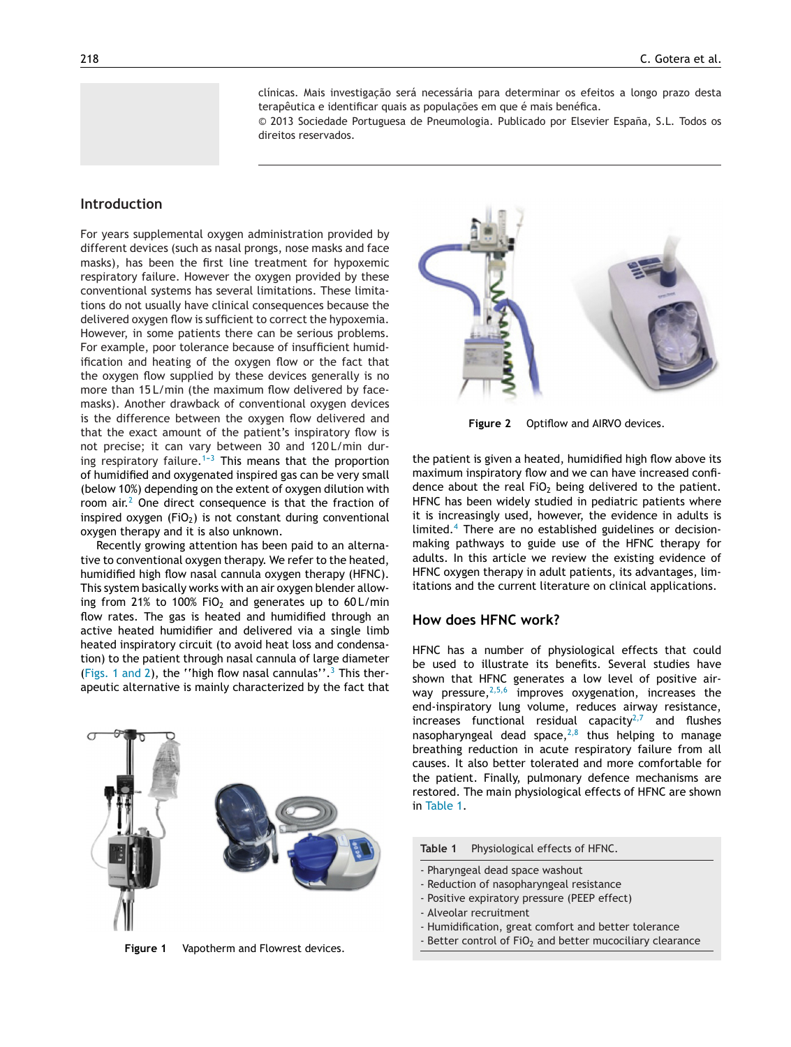clínicas. Mais investigação será necessária para determinar os efeitos a longo prazo desta terapêutica e identificar quais as populações em que é mais benéfica.

© 2013 Sociedade Portuguesa de Pneumologia. Publicado por Elsevier España, S.L. Todos os direitos reservados.

## Introduction

For years supplemental oxygen administration provided by different devices (such as nasal prongs, nose masks and face masks), has been the first line treatment for hypoxemic respiratory failure. However the oxygen provided by these conventional systems has several limitations. These limitations do not usually have clinical consequences because the delivered oxygen flow is sufficient to correct the hypoxemia. However, in some patients there can be serious problems. For example, poor tolerance because of insufficient humidification and heating of the oxygen flow or the fact that the oxygen flow supplied by these devices generally is no more than 15 L/min (the maximum flow delivered by facemasks). Another drawback of conventional oxygen devices is the difference between the oxygen flow delivered and that the exact amount of the patient's inspiratory flow is not precise; it can vary between 30 and 120 L/min during respiratory failure.[1-3] This means that the proportion of humidified and oxygenated inspired gas can be very small (below 10%) depending on the extent of oxygen dilution with room air.[2] One direct consequence is that the fraction of inspired oxygen ($FiO_2$) is not constant during conventional oxygen therapy and it is also unknown.

Recently growing attention has been paid to an alternative to conventional oxygen therapy. We refer to the heated, humidified high flow nasal cannula oxygen therapy (HFNC). This system basically works with an air oxygen blender allowing from 21% to 100% $FiO_2$ and generates up to 60 L/min flow rates. The gas is heated and humidified through an active heated humidifier and delivered via a single limb heated inspiratory circuit (to avoid heat loss and condensation) to the patient through nasal cannula of large diameter (Figs. 1 and 2), the ''high flow nasal cannulas''.[3] This therapeutic alternative is mainly characterized by the fact that the patient is given a heated, humidified high flow above its maximum inspiratory flow and we can have increased confidence about the real $FiO_2$ being delivered to the patient. HFNC has been widely studied in pediatric patients where it is increasingly used, however, the evidence in adults is limited.[4] There are no established guidelines or decision-making pathways to guide use of the HFNC therapy for adults. In this article we review the existing evidence of HFNC oxygen therapy in adult patients, its advantages, limitations and the current literature on clinical applications.

**Figure 1** Vapotherm and Flowrest devices.

**Figure 2** Optiflow and AIRVO devices.

## How does HFNC work?

HFNC has a number of physiological effects that could be used to illustrate its benefits. Several studies have shown that HFNC generates a low level of positive airway pressure,[2,5,6] improves oxygenation, increases the end-inspiratory lung volume, reduces airway resistance, increases functional residual capacity[2,7] and flushes nasopharyngeal dead space,[2,8] thus helping to manage breathing reduction in acute respiratory failure from all causes. It also better tolerated and more comfortable for the patient. Finally, pulmonary defence mechanisms are restored. The main physiological effects of HFNC are shown in Table 1.

**Table 1** Physiological effects of HFNC.

- Pharyngeal dead space washout
- Reduction of nasopharyngeal resistance
- Positive expiratory pressure (PEEP effect)
- Alveolar recruitment
- Humidification, great comfort and better tolerance
- Better control of $FiO_2$ and better mucociliary clearance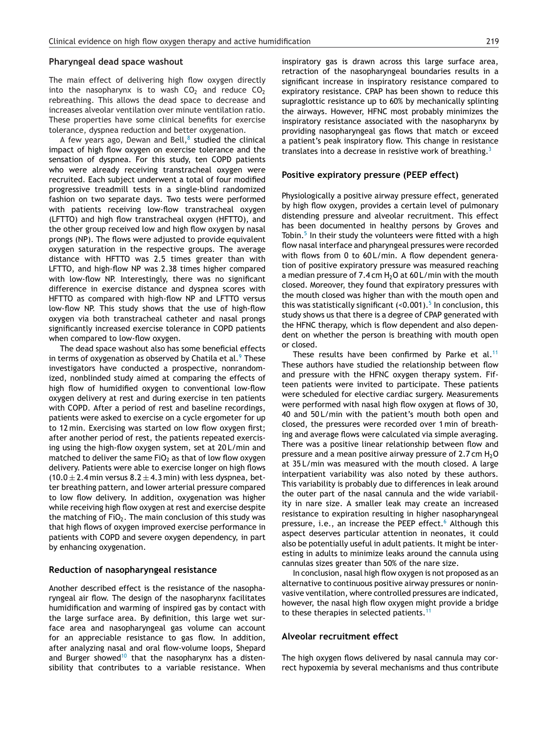## Pharyngeal dead space washout

The main effect of delivering high flow oxygen directly into the nasopharynx is to wash $CO_2$ and reduce $CO_2$ rebreathing. This allows the dead space to decrease and increases alveolar ventilation over minute ventilation ratio. These properties have some clinical benefits for exercise tolerance, dyspnea reduction and better oxygenation.

A few years ago, Dewan and Bell,[8] studied the clinical impact of high flow oxygen on exercise tolerance and the sensation of dyspnea. For this study, ten COPD patients who were already receiving transtracheal oxygen were recruited. Each subject underwent a total of four modified progressive treadmill tests in a single-blind randomized fashion on two separate days. Two tests were performed with patients receiving low-flow transtracheal oxygen (LFTTO) and high flow transtracheal oxygen (HFTTO), and the other group received low and high flow oxygen by nasal prongs (NP). The flows were adjusted to provide equivalent oxygen saturation in the respective groups. The average distance with HFTTO was 2.5 times greater than with LFTTO, and high-flow NP was 2.38 times higher compared with low-flow NP. Interestingly, there was no significant difference in exercise distance and dyspnea scores with HFTTO as compared with high-flow NP and LFTTO versus low-flow NP. This study shows that the use of high-flow oxygen via both transtracheal catheter and nasal prongs significantly increased exercise tolerance in COPD patients when compared to low-flow oxygen.

The dead space washout also has some beneficial effects in terms of oxygenation as observed by Chatila et al.[9] These investigators have conducted a prospective, nonrandomized, nonblinded study aimed at comparing the effects of high flow of humidified oxygen to conventional low-flow oxygen delivery at rest and during exercise in ten patients with COPD. After a period of rest and baseline recordings, patients were asked to exercise on a cycle ergometer for up to 12 min. Exercising was started on low flow oxygen first; after another period of rest, the patients repeated exercising using the high-flow oxygen system, set at 20 L/min and matched to deliver the same $FiO_2$ as that of low flow oxygen delivery. Patients were able to exercise longer on high flows ($10.0 \pm 2.4$ min versus $8.2 \pm 4.3$ min) with less dyspnea, better breathing pattern, and lower arterial pressure compared to low flow delivery. In addition, oxygenation was higher while receiving high flow oxygen at rest and exercise despite the matching of $FiO_2$. The main conclusion of this study was that high flows of oxygen improved exercise performance in patients with COPD and severe oxygen dependency, in part by enhancing oxygenation.

## Reduction of nasopharyngeal resistance

Another described effect is the resistance of the nasopharyngeal air flow. The design of the nasopharynx facilitates humidification and warming of inspired gas by contact with the large surface area. By definition, this large wet surface area and nasopharyngeal gas volume can account for an appreciable resistance to gas flow. In addition, after analyzing nasal and oral flow-volume loops, Shepard and Burger showed[10] that the nasopharynx has a distensibility that contributes to a variable resistance. When inspiratory gas is drawn across this large surface area, retraction of the nasopharyngeal boundaries results in a significant increase in inspiratory resistance compared to expiratory resistance. CPAP has been shown to reduce this supraglottic resistance up to 60% by mechanically splinting the airways. However, HFNC most probably minimizes the inspiratory resistance associated with the nasopharynx by providing nasopharyngeal gas flows that match or exceed a patient's peak inspiratory flow. This change in resistance translates into a decrease in resistive work of breathing.[3]

## Positive expiratory pressure (PEEP effect)

Physiologically a positive airway pressure effect, generated by high flow oxygen, provides a certain level of pulmonary distending pressure and alveolar recruitment. This effect has been documented in healthy persons by Groves and Tobin.[5] In their study the volunteers were fitted with a high flow nasal interface and pharyngeal pressures were recorded with flows from 0 to 60 L/min. A flow dependent generation of positive expiratory pressure was measured reaching a median pressure of 7.4 cm $H_2O$ at 60 L/min with the mouth closed. Moreover, they found that expiratory pressures with the mouth closed was higher than with the mouth open and this was statistically significant (<0.001).[5] In conclusion, this study shows us that there is a degree of CPAP generated with the HFNC therapy, which is flow dependent and also dependent on whether the person is breathing with mouth open or closed.

These results have been confirmed by Parke et al.[11] These authors have studied the relationship between flow and pressure with the HFNC oxygen therapy system. Fifteen patients were invited to participate. These patients were scheduled for elective cardiac surgery. Measurements were performed with nasal high flow oxygen at flows of 30, 40 and 50 L/min with the patient's mouth both open and closed, the pressures were recorded over 1 min of breathing and average flows were calculated via simple averaging. There was a positive linear relationship between flow and pressure and a mean positive airway pressure of 2.7 cm $H_2O$ at 35 L/min was measured with the mouth closed. A large interpatient variability was also noted by these authors. This variability is probably due to differences in leak around the outer part of the nasal cannula and the wide variability in nare size. A smaller leak may create an increased resistance to expiration resulting in higher nasopharyngeal pressure, i.e., an increase the PEEP effect.[6] Although this aspect deserves particular attention in neonates, it could also be potentially useful in adult patients. It might be interesting in adults to minimize leaks around the cannula using cannulas sizes greater than 50% of the nare size.

In conclusion, nasal high flow oxygen is not proposed as an alternative to continuous positive airway pressures or noninvasive ventilation, where controlled pressures are indicated, however, the nasal high flow oxygen might provide a bridge to these therapies in selected patients.[11]

## Alveolar recruitment effect

The high oxygen flows delivered by nasal cannula may correct hypoxemia by several mechanisms and thus contribute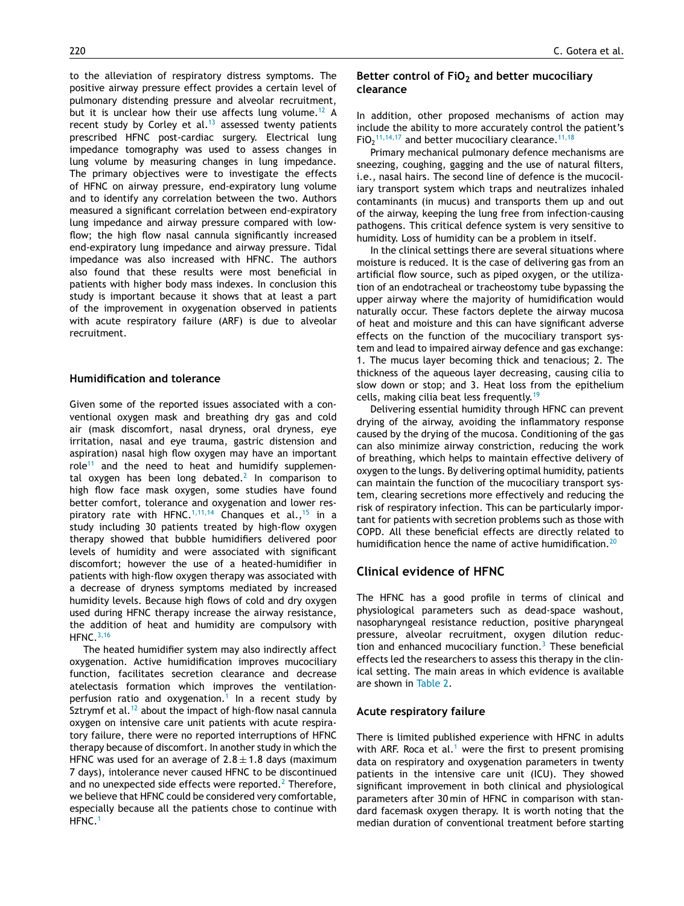to the alleviation of respiratory distress symptoms. The positive airway pressure effect provides a certain level of pulmonary distending pressure and alveolar recruitment, but it is unclear how their use affects lung volume.[12] A recent study by Corley et al.[13] assessed twenty patients prescribed HFNC post-cardiac surgery. Electrical lung impedance tomography was used to assess changes in lung volume by measuring changes in lung impedance. The primary objectives were to investigate the effects of HFNC on airway pressure, end-expiratory lung volume and to identify any correlation between the two. Authors measured a significant correlation between end-expiratory lung impedance and airway pressure compared with low-flow; the high flow nasal cannula significantly increased end-expiratory lung impedance and airway pressure. Tidal impedance was also increased with HFNC. The authors also found that these results were most beneficial in patients with higher body mass indexes. In conclusion this study is important because it shows that at least a part of the improvement in oxygenation observed in patients with acute respiratory failure (ARF) is due to alveolar recruitment.

## Humidification and tolerance

Given some of the reported issues associated with a conventional oxygen mask and breathing dry gas and cold air (mask discomfort, nasal dryness, oral dryness, eye irritation, nasal and eye trauma, gastric distension and aspiration) nasal high flow oxygen may have an important role[11] and the need to heat and humidify supplemental oxygen has been long debated.[2] In comparison to high flow face mask oxygen, some studies have found better comfort, tolerance and oxygenation and lower respiratory rate with HFNC.[1,11,14] Chanques et al.,[15] in a study including 30 patients treated by high-flow oxygen therapy showed that bubble humidifiers delivered poor levels of humidity and were associated with significant discomfort; however the use of a heated-humidifier in patients with high-flow oxygen therapy was associated with a decrease of dryness symptoms mediated by increased humidity levels. Because high flows of cold and dry oxygen used during HFNC therapy increase the airway resistance, the addition of heat and humidity are compulsory with HFNC.[3,16]

The heated humidifier system may also indirectly affect oxygenation. Active humidification improves mucociliary function, facilitates secretion clearance and decrease atelectasis formation which improves the ventilation-perfusion ratio and oxygenation.[1] In a recent study by Sztrymf et al.[12] about the impact of high-flow nasal cannula oxygen on intensive care unit patients with acute respiratory failure, there were no reported interruptions of HFNC therapy because of discomfort. In another study in which the HFNC was used for an average of $2.8 \pm 1.8$ days (maximum 7 days), intolerance never caused HFNC to be discontinued and no unexpected side effects were reported.[2] Therefore, we believe that HFNC could be considered very comfortable, especially because all the patients chose to continue with HFNC.[1]

## Better control of $FiO_2$ and better mucociliary clearance

In addition, other proposed mechanisms of action may include the ability to more accurately control the patient's $FiO_2$[11,14,17] and better mucociliary clearance.[11,18]

Primary mechanical pulmonary defence mechanisms are sneezing, coughing, gagging and the use of natural filters, i.e., nasal hairs. The second line of defence is the mucociliary transport system which traps and neutralizes inhaled contaminants (in mucus) and transports them up and out of the airway, keeping the lung free from infection-causing pathogens. This critical defence system is very sensitive to humidity. Loss of humidity can be a problem in itself.

In the clinical settings there are several situations where moisture is reduced. It is the case of delivering gas from an artificial flow source, such as piped oxygen, or the utilization of an endotracheal or tracheostomy tube bypassing the upper airway where the majority of humidification would naturally occur. These factors deplete the airway mucosa of heat and moisture and this can have significant adverse effects on the function of the mucociliary transport system and lead to impaired airway defence and gas exchange: 1. The mucus layer becoming thick and tenacious; 2. The thickness of the aqueous layer decreasing, causing cilia to slow down or stop; and 3. Heat loss from the epithelium cells, making cilia beat less frequently.[19]

Delivering essential humidity through HFNC can prevent drying of the airway, avoiding the inflammatory response caused by the drying of the mucosa. Conditioning of the gas can also minimize airway constriction, reducing the work of breathing, which helps to maintain effective delivery of oxygen to the lungs. By delivering optimal humidity, patients can maintain the function of the mucociliary transport system, clearing secretions more effectively and reducing the risk of respiratory infection. This can be particularly important for patients with secretion problems such as those with COPD. All these beneficial effects are directly related to humidification hence the name of active humidification.[20]

# Clinical evidence of HFNC

The HFNC has a good profile in terms of clinical and physiological parameters such as dead-space washout, nasopharyngeal resistance reduction, positive pharyngeal pressure, alveolar recruitment, oxygen dilution reduction and enhanced mucociliary function.[3] These beneficial effects led the researchers to assess this therapy in the clinical setting. The main areas in which evidence is available are shown in Table 2.

## Acute respiratory failure

There is limited published experience with HFNC in adults with ARF. Roca et al.[1] were the first to present promising data on respiratory and oxygenation parameters in twenty patients in the intensive care unit (ICU). They showed significant improvement in both clinical and physiological parameters after 30 min of HFNC in comparison with standard facemask oxygen therapy. It is worth noting that the median duration of conventional treatment before starting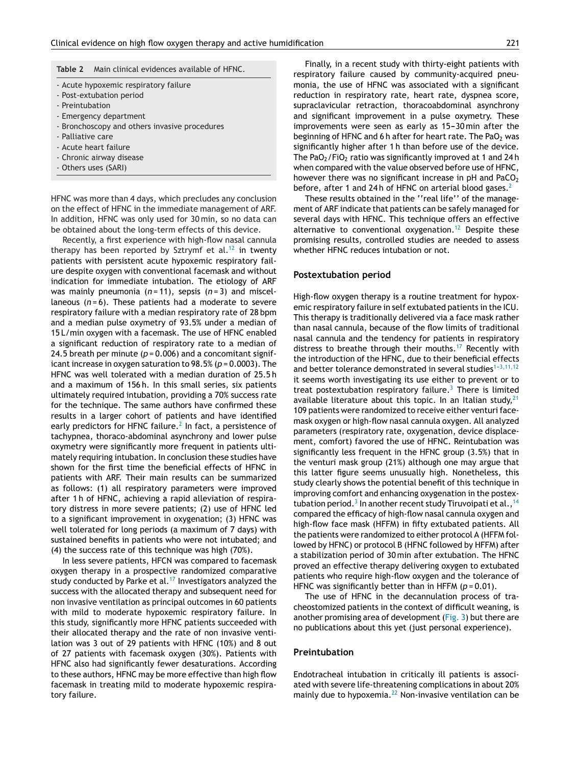**Table 2** Main clinical evidences available of HFNC.

| |
|---|
| - Acute hypoxemic respiratory failure |
| - Post-extubation period |
| - Preintubation |
| - Emergency department |
| - Bronchoscopy and others invasive procedures |
| - Palliative care |
| - Acute heart failure |
| - Chronic airway disease |
| - Others uses (SARI) |

HFNC was more than 4 days, which precludes any conclusion on the effect of HFNC in the immediate management of ARF. In addition, HFNC was only used for 30 min, so no data can be obtained about the long-term effects of this device.

Recently, a first experience with high-flow nasal cannula therapy has been reported by Sztrymf et al.[12] in twenty patients with persistent acute hypoxemic respiratory failure despite oxygen with conventional facemask and without indication for immediate intubation. The etiology of ARF was mainly pneumonia ($n = 11$), sepsis ($n = 3$) and miscellaneous ($n = 6$). These patients had a moderate to severe respiratory failure with a median respiratory rate of 28 bpm and a median pulse oximetry of 93.5% under a median of 15 L/min oxygen with a facemask. The use of HFNC enabled a significant reduction of respiratory rate to a median of 24.5 breath per minute ($p = 0.006$) and a concomitant significant increase in oxygen saturation to 98.5% ($p = 0.0003$). The HFNC was well tolerated with a median duration of 25.5 h and a maximum of 156 h. In this small series, six patients ultimately required intubation, providing a 70% success rate for the technique. The same authors have confirmed these results in a larger cohort of patients and have identified early predictors for HFNC failure.[2] In fact, a persistence of tachypnea, thoraco-abdominal asynchrony and lower pulse oximetry were significantly more frequent in patients ultimately requiring intubation. In conclusion these studies have shown for the first time the beneficial effects of HFNC in patients with ARF. Their main results can be summarized as follows: (1) all respiratory parameters were improved after 1 h of HFNC, achieving a rapid alleviation of respiratory distress in more severe patients; (2) use of HFNC led to a significant improvement in oxygenation; (3) HFNC was well tolerated for long periods (a maximum of 7 days) with sustained benefits in patients who were not intubated; and (4) the success rate of this technique was high (70%).

In less severe patients, HFCN was compared to facemask oxygen therapy in a prospective randomized comparative study conducted by Parke et al.[17] Investigators analyzed the success with the allocated therapy and subsequent need for non invasive ventilation as principal outcomes in 60 patients with mild to moderate hypoxemic respiratory failure. In this study, significantly more HFNC patients succeeded with their allocated therapy and the rate of non invasive ventilation was 3 out of 29 patients with HFNC (10%) and 8 out of 27 patients with facemask oxygen (30%). Patients with HFNC also had significantly fewer desaturations. According to these authors, HFNC may be more effective than high flow facemask in treating mild to moderate hypoxemic respiratory failure.

Finally, in a recent study with thirty-eight patients with respiratory failure caused by community-acquired pneumonia, the use of HFNC was associated with a significant reduction in respiratory rate, heart rate, dyspnea score, supraclavicular retraction, thoracoabdominal asynchrony and significant improvement in a pulse oxymetry. These improvements were seen as early as 15–30 min after the beginning of HFNC and 6 h after for heart rate. The $PaO_2$ was significantly higher after 1 h than before use of the device. The $PaO_2/FiO_2$ ratio was significantly improved at 1 and 24 h when compared with the value observed before use of HFNC, however there was no significant increase in pH and $PaCO_2$ before, after 1 and 24 h of HFNC on arterial blood gases.[2]

These results obtained in the ''real life'' of the management of ARF indicate that patients can be safely managed for several days with HFNC. This technique offers an effective alternative to conventional oxygenation.[12] Despite these promising results, controlled studies are needed to assess whether HFNC reduces intubation or not.

## Postextubation period

High-flow oxygen therapy is a routine treatment for hypoxemic respiratory failure in self extubated patients in the ICU. This therapy is traditionally delivered via a face mask rather than nasal cannula, because of the flow limits of traditional nasal cannula and the tendency for patients in respiratory distress to breathe through their mouths.[17] Recently with the introduction of the HFNC, due to their beneficial effects and better tolerance demonstrated in several studies[1–3,11,12] it seems worth investigating its use either to prevent or to treat postextubation respiratory failure.[3] There is limited available literature about this topic. In an Italian study,[21] 109 patients were randomized to receive either venturi facemask oxygen or high-flow nasal cannula oxygen. All analyzed parameters (respiratory rate, oxygenation, device displacement, comfort) favored the use of HFNC. Reintubation was significantly less frequent in the HFNC group (3.5%) that in the venturi mask group (21%) although one may argue that this latter figure seems unusually high. Nonetheless, this study clearly shows the potential benefit of this technique in improving comfort and enhancing oxygenation in the postextubation period.[3] In another recent study Tiruvoipati et al.,[14] compared the efficacy of high-flow nasal cannula oxygen and high-flow face mask (HFFM) in fifty extubated patients. All the patients were randomized to either protocol A (HFFM followed by HFNC) or protocol B (HFNC followed by HFFM) after a stabilization period of 30 min after extubation. The HFNC proved an effective therapy delivering oxygen to extubated patients who require high-flow oxygen and the tolerance of HFNC was significantly better than in HFFM ($p = 0.01$).

The use of HFNC in the decannulation process of tracheostomized patients in the context of difficult weaning, is another promising area of development (Fig. 3) but there are no publications about this yet (just personal experience).

## Preintubation

Endotracheal intubation in critically ill patients is associated with severe life-threatening complications in about 20% mainly due to hypoxemia.[22] Non-invasive ventilation can be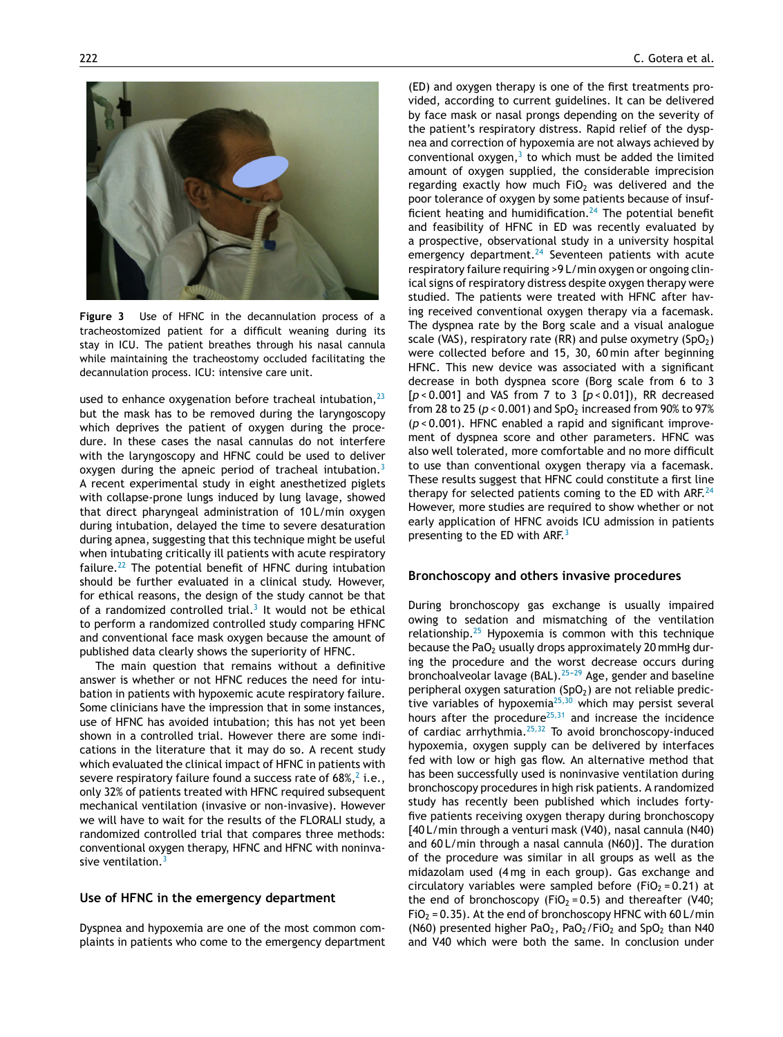Figure 3 Use of HFNC in the decannulation process of a tracheostomized patient for a difficult weaning during its stay in ICU. The patient breathes through his nasal cannula while maintaining the tracheostomy occluded facilitating the decannulation process. ICU: intensive care unit.

used to enhance oxygenation before tracheal intubation,[23] but the mask has to be removed during the laryngoscopy which deprives the patient of oxygen during the procedure. In these cases the nasal cannulas do not interfere with the laryngoscopy and HFNC could be used to deliver oxygen during the apneic period of tracheal intubation.[3] A recent experimental study in eight anesthetized piglets with collapse-prone lungs induced by lung lavage, showed that direct pharyngeal administration of 10 L/min oxygen during intubation, delayed the time to severe desaturation during apnea, suggesting that this technique might be useful when intubating critically ill patients with acute respiratory failure.[22] The potential benefit of HFNC during intubation should be further evaluated in a clinical study. However, for ethical reasons, the design of the study cannot be that of a randomized controlled trial.[3] It would not be ethical to perform a randomized controlled study comparing HFNC and conventional face mask oxygen because the amount of published data clearly shows the superiority of HFNC.

The main question that remains without a definitive answer is whether or not HFNC reduces the need for intubation in patients with hypoxemic acute respiratory failure. Some clinicians have the impression that in some instances, use of HFNC has avoided intubation; this has not yet been shown in a controlled trial. However there are some indications in the literature that it may do so. A recent study which evaluated the clinical impact of HFNC in patients with severe respiratory failure found a success rate of 68%,[2] i.e., only 32% of patients treated with HFNC required subsequent mechanical ventilation (invasive or non-invasive). However we will have to wait for the results of the FLORALI study, a randomized controlled trial that compares three methods: conventional oxygen therapy, HFNC and HFNC with noninvasive ventilation.[3]

## Use of HFNC in the emergency department

Dyspnea and hypoxemia are one of the most common complaints in patients who come to the emergency department (ED) and oxygen therapy is one of the first treatments provided, according to current guidelines. It can be delivered by face mask or nasal prongs depending on the severity of the patient's respiratory distress. Rapid relief of the dyspnea and correction of hypoxemia are not always achieved by conventional oxygen,[3] to which must be added the limited amount of oxygen supplied, the considerable imprecision regarding exactly how much $FiO_2$ was delivered and the poor tolerance of oxygen by some patients because of insufficient heating and humidification.[24] The potential benefit and feasibility of HFNC in ED was recently evaluated by a prospective, observational study in a university hospital emergency department.[24] Seventeen patients with acute respiratory failure requiring >9 L/min oxygen or ongoing clinical signs of respiratory distress despite oxygen therapy were studied. The patients were treated with HFNC after having received conventional oxygen therapy via a facemask. The dyspnea rate by the Borg scale and a visual analogue scale (VAS), respiratory rate (RR) and pulse oxymetry ($SpO_2$) were collected before and 15, 30, 60 min after beginning HFNC. This new device was associated with a significant decrease in both dyspnea score (Borg scale from 6 to 3 [$p < 0.001$] and VAS from 7 to 3 [$p < 0.01$]), RR decreased from 28 to 25 ($p < 0.001$) and $SpO_2$ increased from 90% to 97% ($p < 0.001$). HFNC enabled a rapid and significant improvement of dyspnea score and other parameters. HFNC was also well tolerated, more comfortable and no more difficult to use than conventional oxygen therapy via a facemask. These results suggest that HFNC could constitute a first line therapy for selected patients coming to the ED with ARF.[24] However, more studies are required to show whether or not early application of HFNC avoids ICU admission in patients presenting to the ED with ARF.[3]

## Bronchoscopy and others invasive procedures

During bronchoscopy gas exchange is usually impaired owing to sedation and mismatching of the ventilation relationship.[25] Hypoxemia is common with this technique because the $PaO_2$ usually drops approximately 20 mmHg during the procedure and the worst decrease occurs during bronchoalveolar lavage (BAL).[25–29] Age, gender and baseline peripheral oxygen saturation ($SpO_2$) are not reliable predictive variables of hypoxemia[25,30] which may persist several hours after the procedure[25,31] and increase the incidence of cardiac arrhythmia.[25,32] To avoid bronchoscopy-induced hypoxemia, oxygen supply can be delivered by interfaces fed with low or high gas flow. An alternative method that has been successfully used is noninvasive ventilation during bronchoscopy procedures in high risk patients. A randomized study has recently been published which includes forty-five patients receiving oxygen therapy during bronchoscopy [40 L/min through a venturi mask (V40), nasal cannula (N40) and 60 L/min through a nasal cannula (N60)]. The duration of the procedure was similar in all groups as well as the midazolam used (4 mg in each group). Gas exchange and circulatory variables were sampled before ($FiO_2 = 0.21$) at the end of bronchoscopy ($FiO_2 = 0.5$) and thereafter (V40; $FiO_2 = 0.35$). At the end of bronchoscopy HFNC with 60 L/min (N60) presented higher $PaO_2$, $PaO_2/FiO_2$ and $SpO_2$ than N40 and V40 which were both the same. In conclusion under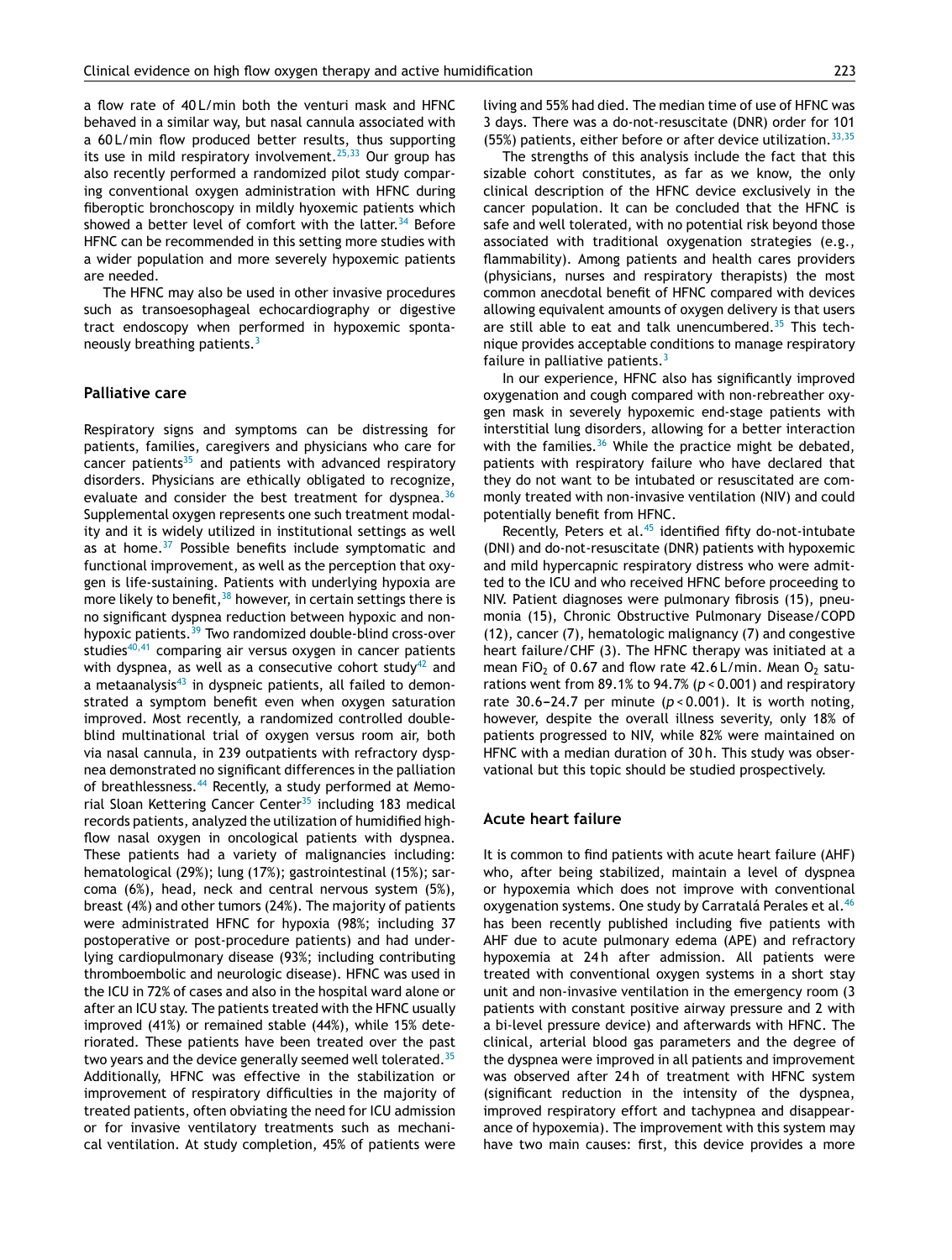a flow rate of 40 L/min both the venturi mask and HFNC behaved in a similar way, but nasal cannula associated with a 60 L/min flow produced better results, thus supporting its use in mild respiratory involvement.[25,33] Our group has also recently performed a randomized pilot study comparing conventional oxygen administration with HFNC during fiberoptic bronchoscopy in mildly hyoxemic patients which showed a better level of comfort with the latter.[34] Before HFNC can be recommended in this setting more studies with a wider population and more severely hypoxemic patients are needed.

The HFNC may also be used in other invasive procedures such as transoesophageal echocardiography or digestive tract endoscopy when performed in hypoxemic spontaneously breathing patients.[3]

## Palliative care

Respiratory signs and symptoms can be distressing for patients, families, caregivers and physicians who care for cancer patients[35] and patients with advanced respiratory disorders. Physicians are ethically obligated to recognize, evaluate and consider the best treatment for dyspnea.[36] Supplemental oxygen represents one such treatment modality and it is widely utilized in institutional settings as well as at home.[37] Possible benefits include symptomatic and functional improvement, as well as the perception that oxygen is life-sustaining. Patients with underlying hypoxia are more likely to benefit,[38] however, in certain settings there is no significant dyspnea reduction between hypoxic and non-hypoxic patients.[39] Two randomized double-blind cross-over studies[40,41] comparing air versus oxygen in cancer patients with dyspnea, as well as a consecutive cohort study[42] and a metaanalysis[43] in dyspneic patients, all failed to demonstrated a symptom benefit even when oxygen saturation improved. Most recently, a randomized controlled double-blind multinational trial of oxygen versus room air, both via nasal cannula, in 239 outpatients with refractory dyspnea demonstrated no significant differences in the palliation of breathlessness.[44] Recently, a study performed at Memorial Sloan Kettering Cancer Center[35] including 183 medical records patients, analyzed the utilization of humidified high-flow nasal oxygen in oncological patients with dyspnea. These patients had a variety of malignancies including: hematological (29%); lung (17%); gastrointestinal (15%); sarcoma (6%), head, neck and central nervous system (5%), breast (4%) and other tumors (24%). The majority of patients were administrated HFNC for hypoxia (98%; including 37 postoperative or post-procedure patients) and had underlying cardiopulmonary disease (93%; including contributing thromboembolic and neurologic disease). HFNC was used in the ICU in 72% of cases and also in the hospital ward alone or after an ICU stay. The patients treated with the HFNC usually improved (41%) or remained stable (44%), while 15% deteriorated. These patients have been treated over the past two years and the device generally seemed well tolerated.[35] Additionally, HFNC was effective in the stabilization or improvement of respiratory difficulties in the majority of treated patients, often obviating the need for ICU admission or for invasive ventilatory treatments such as mechanical ventilation. At study completion, 45% of patients were living and 55% had died. The median time of use of HFNC was 3 days. There was a do-not-resuscitate (DNR) order for 101 (55%) patients, either before or after device utilization.[33,35]

The strengths of this analysis include the fact that this sizable cohort constitutes, as far as we know, the only clinical description of the HFNC device exclusively in the cancer population. It can be concluded that the HFNC is safe and well tolerated, with no potential risk beyond those associated with traditional oxygenation strategies (e.g., flammability). Among patients and health cares providers (physicians, nurses and respiratory therapists) the most common anecdotal benefit of HFNC compared with devices allowing equivalent amounts of oxygen delivery is that users are still able to eat and talk unencumbered.[35] This technique provides acceptable conditions to manage respiratory failure in palliative patients.[3]

In our experience, HFNC also has significantly improved oxygenation and cough compared with non-rebreather oxygen mask in severely hypoxemic end-stage patients with interstitial lung disorders, allowing for a better interaction with the families.[36] While the practice might be debated, patients with respiratory failure who have declared that they do not want to be intubated or resuscitated are commonly treated with non-invasive ventilation (NIV) and could potentially benefit from HFNC.

Recently, Peters et al.[45] identified fifty do-not-intubate (DNI) and do-not-resuscitate (DNR) patients with hypoxemic and mild hypercapnic respiratory distress who were admitted to the ICU and who received HFNC before proceeding to NIV. Patient diagnoses were pulmonary fibrosis (15), pneumonia (15), Chronic Obstructive Pulmonary Disease/COPD (12), cancer (7), hematologic malignancy (7) and congestive heart failure/CHF (3). The HFNC therapy was initiated at a mean $FiO_2$ of 0.67 and flow rate 42.6 L/min. Mean $O_2$ saturations went from 89.1% to 94.7% ($p < 0.001$) and respiratory rate 30.6–24.7 per minute ($p < 0.001$). It is worth noting, however, despite the overall illness severity, only 18% of patients progressed to NIV, while 82% were maintained on HFNC with a median duration of 30 h. This study was observational but this topic should be studied prospectively.

## Acute heart failure

It is common to find patients with acute heart failure (AHF) who, after being stabilized, maintain a level of dyspnea or hypoxemia which does not improve with conventional oxygenation systems. One study by Carratalá Perales et al.[46] has been recently published including five patients with AHF due to acute pulmonary edema (APE) and refractory hypoxemia at 24 h after admission. All patients were treated with conventional oxygen systems in a short stay unit and non-invasive ventilation in the emergency room (3 patients with constant positive airway pressure and 2 with a bi-level pressure device) and afterwards with HFNC. The clinical, arterial blood gas parameters and the degree of the dyspnea were improved in all patients and improvement was observed after 24 h of treatment with HFNC system (significant reduction in the intensity of the dyspnea, improved respiratory effort and tachypnea and disappearance of hypoxemia). The improvement with this system may have two main causes: first, this device provides a more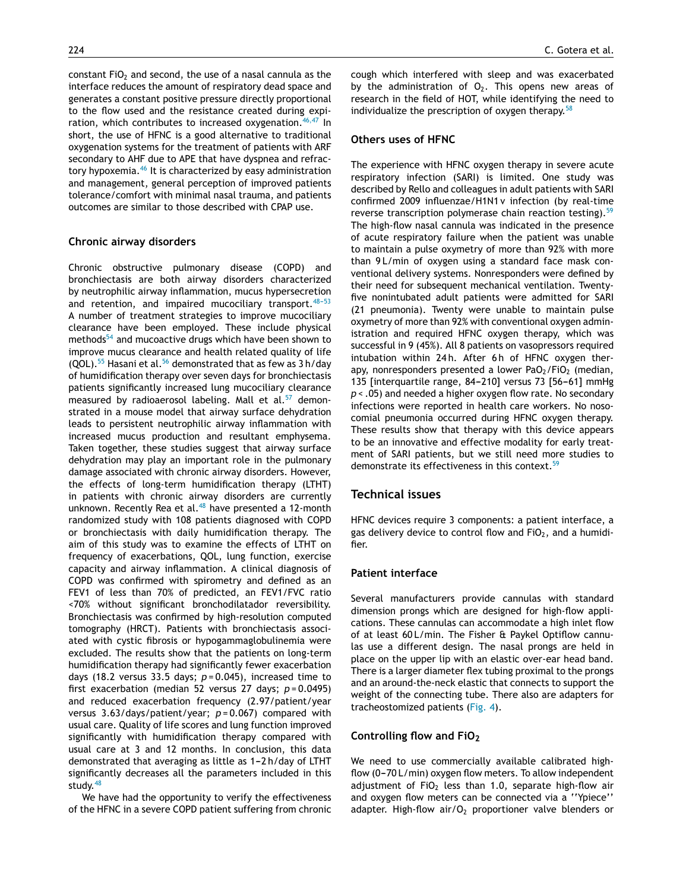constant $FiO_2$ and second, the use of a nasal cannula as the interface reduces the amount of respiratory dead space and generates a constant positive pressure directly proportional to the flow used and the resistance created during expiration, which contributes to increased oxygenation.[46,47] In short, the use of HFNC is a good alternative to traditional oxygenation systems for the treatment of patients with ARF secondary to AHF due to APE that have dyspnea and refractory hypoxemia.[46] It is characterized by easy administration and management, general perception of improved patients tolerance/comfort with minimal nasal trauma, and patients outcomes are similar to those described with CPAP use.

### Chronic airway disorders

Chronic obstructive pulmonary disease (COPD) and bronchiectasis are both airway disorders characterized by neutrophilic airway inflammation, mucus hypersecretion and retention, and impaired mucociliary transport.[48–53] A number of treatment strategies to improve mucociliary clearance have been employed. These include physical methods[54] and mucoactive drugs which have been shown to improve mucus clearance and health related quality of life (QOL).[55] Hasani et al.[56] demonstrated that as few as 3 h/day of humidification therapy over seven days for bronchiectasis patients significantly increased lung mucociliary clearance measured by radioaerosol labeling. Mall et al.[57] demonstrated in a mouse model that airway surface dehydration leads to persistent neutrophilic airway inflammation with increased mucus production and resultant emphysema. Taken together, these studies suggest that airway surface dehydration may play an important role in the pulmonary damage associated with chronic airway disorders. However, the effects of long-term humidification therapy (LTHT) in patients with chronic airway disorders are currently unknown. Recently Rea et al.[48] have presented a 12-month randomized study with 108 patients diagnosed with COPD or bronchiectasis with daily humidification therapy. The aim of this study was to examine the effects of LTHT on frequency of exacerbations, QOL, lung function, exercise capacity and airway inflammation. A clinical diagnosis of COPD was confirmed with spirometry and defined as an FEV1 of less than 70% of predicted, an FEV1/FVC ratio <70% without significant bronchodilatador reversibility. Bronchiectasis was confirmed by high-resolution computed tomography (HRCT). Patients with bronchiectasis associated with cystic fibrosis or hypogammaglobulinemia were excluded. The results show that the patients on long-term humidification therapy had significantly fewer exacerbation days (18.2 versus 33.5 days; $p = 0.045$), increased time to first exacerbation (median 52 versus 27 days; $p = 0.0495$) and reduced exacerbation frequency (2.97/patient/year versus 3.63/days/patient/year; $p = 0.067$) compared with usual care. Quality of life scores and lung function improved significantly with humidification therapy compared with usual care at 3 and 12 months. In conclusion, this data demonstrated that averaging as little as 1–2 h/day of LTHT significantly decreases all the parameters included in this study.[48]

We have had the opportunity to verify the effectiveness of the HFNC in a severe COPD patient suffering from chronic cough which interfered with sleep and was exacerbated by the administration of $O_2$. This opens new areas of research in the field of HOT, while identifying the need to individualize the prescription of oxygen therapy.[58]

### Others uses of HFNC

The experience with HFNC oxygen therapy in severe acute respiratory infection (SARI) is limited. One study was described by Rello and colleagues in adult patients with SARI confirmed 2009 influenzae/H1N1 v infection (by real-time reverse transcription polymerase chain reaction testing).[59] The high-flow nasal cannula was indicated in the presence of acute respiratory failure when the patient was unable to maintain a pulse oxymetry of more than 92% with more than 9 L/min of oxygen using a standard face mask conventional delivery systems. Nonresponders were defined by their need for subsequent mechanical ventilation. Twenty-five nonintubated adult patients were admitted for SARI (21 pneumonia). Twenty were unable to maintain pulse oxymetry of more than 92% with conventional oxygen administration and required HFNC oxygen therapy, which was successful in 9 (45%). All 8 patients on vasopressors required intubation within 24 h. After 6 h of HFNC oxygen therapy, nonresponders presented a lower $PaO_2/FiO_2$ (median, 135 [interquartile range, 84–210] versus 73 [56–61] mmHg $p < .05$) and needed a higher oxygen flow rate. No secondary infections were reported in health care workers. No nosocomial pneumonia occurred during HFNC oxygen therapy. These results show that therapy with this device appears to be an innovative and effective modality for early treatment of SARI patients, but we still need more studies to demonstrate its effectiveness in this context.[59]

## Technical issues

HFNC devices require 3 components: a patient interface, a gas delivery device to control flow and $FiO_2$, and a humidifier.

### Patient interface

Several manufacturers provide cannulas with standard dimension prongs which are designed for high-flow applications. These cannulas can accommodate a high inlet flow of at least 60 L/min. The Fisher & Paykel Optiflow cannulas use a different design. The nasal prongs are held in place on the upper lip with an elastic over-ear head band. There is a larger diameter flex tubing proximal to the prongs and an around-the-neck elastic that connects to support the weight of the connecting tube. There also are adapters for tracheostomized patients (Fig. 4).

### Controlling flow and $FiO_2$

We need to use commercially available calibrated high-flow (0–70 L/min) oxygen flow meters. To allow independent adjustment of $FiO_2$ less than 1.0, separate high-flow air and oxygen flow meters can be connected via a ''Ypiece'' adapter. High-flow air/$O_2$ proportioner valve blenders or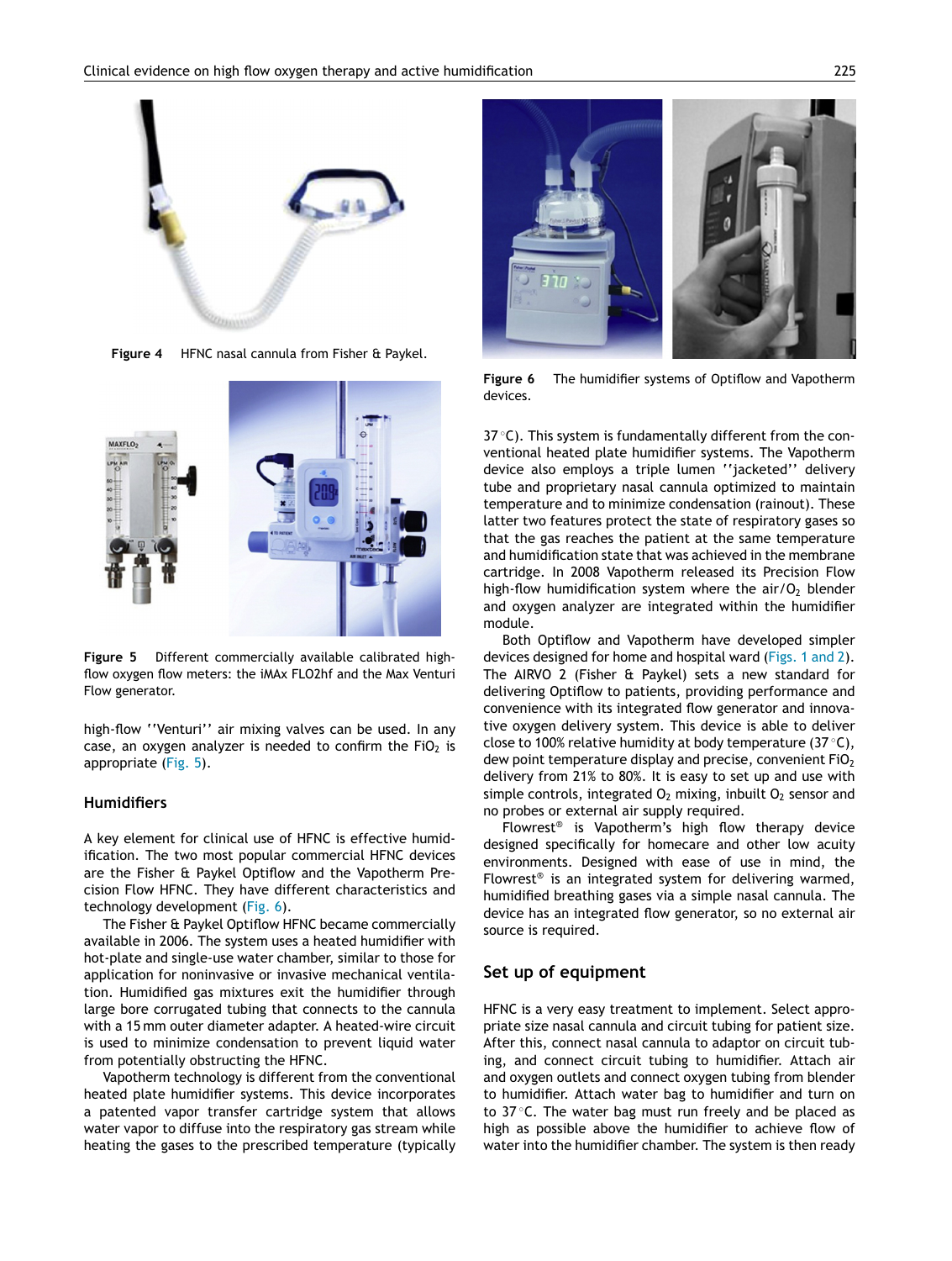Figure 4 HFNC nasal cannula from Fisher & Paykel.

Figure 5 Different commercially available calibrated high-flow oxygen flow meters: the iMAx FLO2hf and the Max Venturi Flow generator.

high-flow ''Venturi'' air mixing valves can be used. In any case, an oxygen analyzer is needed to confirm the $FiO_2$ is appropriate (Fig. 5).

## Humidifiers

A key element for clinical use of HFNC is effective humidification. The two most popular commercial HFNC devices are the Fisher & Paykel Optiflow and the Vapotherm Precision Flow HFNC. They have different characteristics and technology development (Fig. 6).

The Fisher & Paykel Optiflow HFNC became commercially available in 2006. The system uses a heated humidifier with hot-plate and single-use water chamber, similar to those for application for noninvasive or invasive mechanical ventilation. Humidified gas mixtures exit the humidifier through large bore corrugated tubing that connects to the cannula with a 15 mm outer diameter adapter. A heated-wire circuit is used to minimize condensation to prevent liquid water from potentially obstructing the HFNC.

Vapotherm technology is different from the conventional heated plate humidifier systems. This device incorporates a patented vapor transfer cartridge system that allows water vapor to diffuse into the respiratory gas stream while heating the gases to the prescribed temperature (typically 37 °C). This system is fundamentally different from the conventional heated plate humidifier systems. The Vapotherm device also employs a triple lumen ''jacketed'' delivery tube and proprietary nasal cannula optimized to maintain temperature and to minimize condensation (rainout). These latter two features protect the state of respiratory gases so that the gas reaches the patient at the same temperature and humidification state that was achieved in the membrane cartridge. In 2008 Vapotherm released its Precision Flow high-flow humidification system where the air/$O_2$ blender and oxygen analyzer are integrated within the humidifier module.

Figure 6 The humidifier systems of Optiflow and Vapotherm devices.

Both Optiflow and Vapotherm have developed simpler devices designed for home and hospital ward (Figs. 1 and 2). The AIRVO 2 (Fisher & Paykel) sets a new standard for delivering Optiflow to patients, providing performance and convenience with its integrated flow generator and innovative oxygen delivery system. This device is able to deliver close to 100% relative humidity at body temperature (37 °C), dew point temperature display and precise, convenient $FiO_2$ delivery from 21% to 80%. It is easy to set up and use with simple controls, integrated $O_2$ mixing, inbuilt $O_2$ sensor and no probes or external air supply required.

Flowrest® is Vapotherm's high flow therapy device designed specifically for homecare and other low acuity environments. Designed with ease of use in mind, the Flowrest® is an integrated system for delivering warmed, humidified breathing gases via a simple nasal cannula. The device has an integrated flow generator, so no external air source is required.

## Set up of equipment

HFNC is a very easy treatment to implement. Select appropriate size nasal cannula and circuit tubing for patient size. After this, connect nasal cannula to adaptor on circuit tubing, and connect circuit tubing to humidifier. Attach air and oxygen outlets and connect oxygen tubing from blender to humidifier. Attach water bag to humidifier and turn on to 37 °C. The water bag must run freely and be placed as high as possible above the humidifier to achieve flow of water into the humidifier chamber. The system is then ready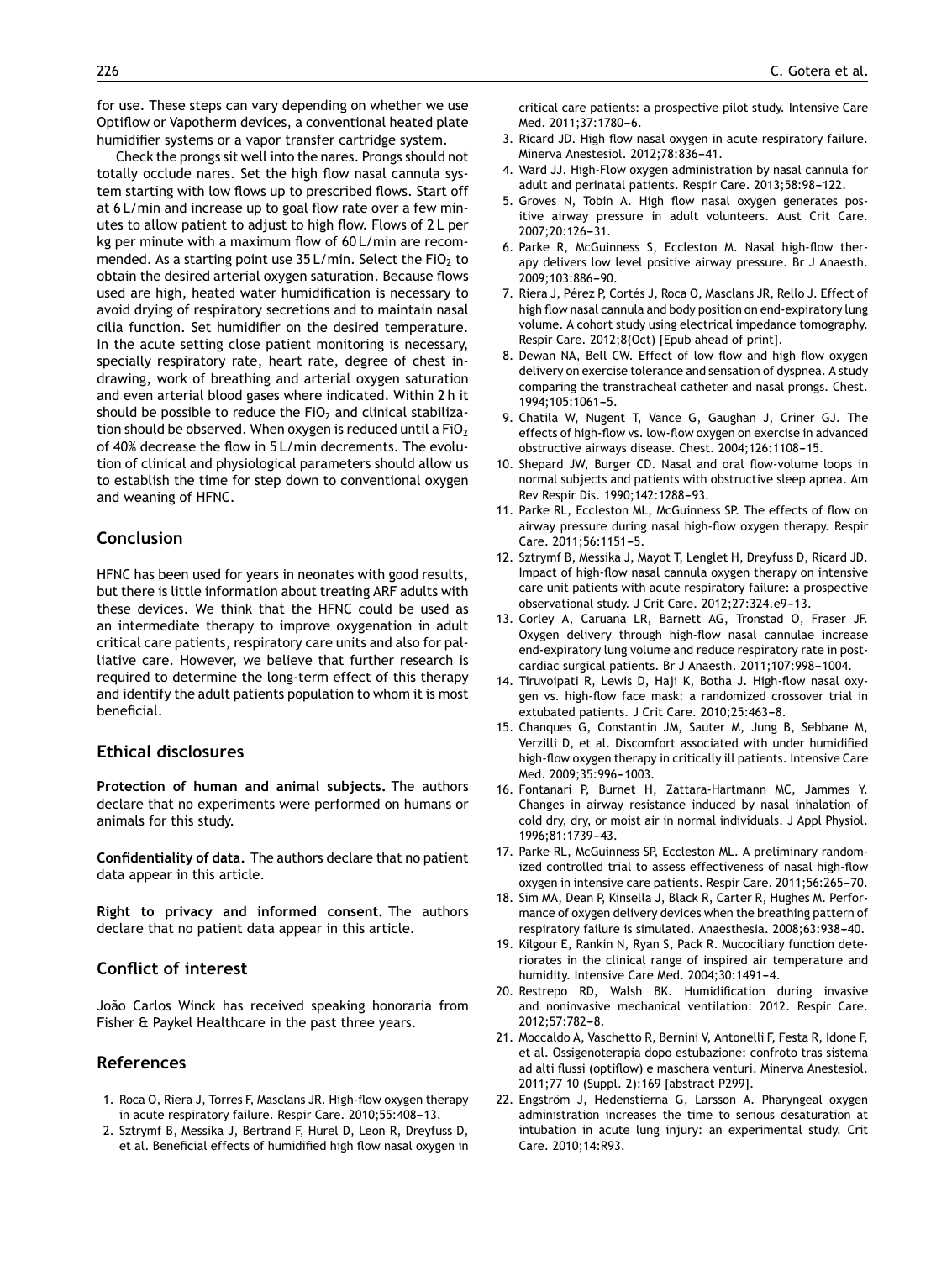for use. These steps can vary depending on whether we use Optiflow or Vapotherm devices, a conventional heated plate humidifier systems or a vapor transfer cartridge system.

Check the prongs sit well into the nares. Prongs should not totally occlude nares. Set the high flow nasal cannula system starting with low flows up to prescribed flows. Start off at 6 L/min and increase up to goal flow rate over a few minutes to allow patient to adjust to high flow. Flows of 2 L per kg per minute with a maximum flow of 60 L/min are recommended. As a starting point use 35 L/min. Select the $FiO_2$ to obtain the desired arterial oxygen saturation. Because flows used are high, heated water humidification is necessary to avoid drying of respiratory secretions and to maintain nasal cilia function. Set humidifier on the desired temperature. In the acute setting close patient monitoring is necessary, specially respiratory rate, heart rate, degree of chest indrawing, work of breathing and arterial oxygen saturation and even arterial blood gases where indicated. Within 2 h it should be possible to reduce the $FiO_2$ and clinical stabilization should be observed. When oxygen is reduced until a $FiO_2$ of 40% decrease the flow in 5 L/min decrements. The evolution of clinical and physiological parameters should allow us to establish the time for step down to conventional oxygen and weaning of HFNC.

## Conclusion

HFNC has been used for years in neonates with good results, but there is little information about treating ARF adults with these devices. We think that the HFNC could be used as an intermediate therapy to improve oxygenation in adult critical care patients, respiratory care units and also for palliative care. However, we believe that further research is required to determine the long-term effect of this therapy and identify the adult patients population to whom it is most beneficial.

## Ethical disclosures

**Protection of human and animal subjects.** The authors declare that no experiments were performed on humans or animals for this study.

**Confidentiality of data.** The authors declare that no patient data appear in this article.

**Right to privacy and informed consent.** The authors declare that no patient data appear in this article.

## Conflict of interest

João Carlos Winck has received speaking honoraria from Fisher & Paykel Healthcare in the past three years.

## References

1. Roca O, Riera J, Torres F, Masclans JR. High-flow oxygen therapy in acute respiratory failure. Respir Care. 2010;55:408–13.
2. Sztrymf B, Messika J, Bertrand F, Hurel D, Leon R, Dreyfuss D, et al. Beneficial effects of humidified high flow nasal oxygen in critical care patients: a prospective pilot study. Intensive Care Med. 2011;37:1780–6.
3. Ricard JD. High flow nasal oxygen in acute respiratory failure. Minerva Anestesiol. 2012;78:836–41.
4. Ward JJ. High-Flow oxygen administration by nasal cannula for adult and perinatal patients. Respir Care. 2013;58:98–122.
5. Groves N, Tobin A. High flow nasal oxygen generates positive airway pressure in adult volunteers. Aust Crit Care. 2007;20:126–31.
6. Parke R, McGuinness S, Eccleston M. Nasal high-flow therapy delivers low level positive airway pressure. Br J Anaesth. 2009;103:886–90.
7. Riera J, Pérez P, Cortés J, Roca O, Masclans JR, Rello J. Effect of high flow nasal cannula and body position on end-expiratory lung volume. A cohort study using electrical impedance tomography. Respir Care. 2012;8(Oct) [Epub ahead of print].
8. Dewan NA, Bell CW. Effect of low flow and high flow oxygen delivery on exercise tolerance and sensation of dyspnea. A study comparing the transtracheal catheter and nasal prongs. Chest. 1994;105:1061–5.
9. Chatila W, Nugent T, Vance G, Gaughan J, Criner GJ. The effects of high-flow vs. low-flow oxygen on exercise in advanced obstructive airways disease. Chest. 2004;126:1108–15.
10. Shepard JW, Burger CD. Nasal and oral flow-volume loops in normal subjects and patients with obstructive sleep apnea. Am Rev Respir Dis. 1990;142:1288–93.
11. Parke RL, Eccleston ML, McGuinness SP. The effects of flow on airway pressure during nasal high-flow oxygen therapy. Respir Care. 2011;56:1151–5.
12. Sztrymf B, Messika J, Mayot T, Lenglet H, Dreyfuss D, Ricard JD. Impact of high-flow nasal cannula oxygen therapy on intensive care unit patients with acute respiratory failure: a prospective observational study. J Crit Care. 2012;27:324.e9–13.
13. Corley A, Caruana LR, Barnett AG, Tronstad O, Fraser JF. Oxygen delivery through high-flow nasal cannulae increase end-expiratory lung volume and reduce respiratory rate in post-cardiac surgical patients. Br J Anaesth. 2011;107:998–1004.
14. Tiruvoipati R, Lewis D, Haji K, Botha J. High-flow nasal oxygen vs. high-flow face mask: a randomized crossover trial in extubated patients. J Crit Care. 2010;25:463–8.
15. Chanques G, Constantin JM, Sauter M, Jung B, Sebbane M, Verzilli D, et al. Discomfort associated with under humidified high-flow oxygen therapy in critically ill patients. Intensive Care Med. 2009;35:996–1003.
16. Fontanari P, Burnet H, Zattara-Hartmann MC, Jammes Y. Changes in airway resistance induced by nasal inhalation of cold dry, dry, or moist air in normal individuals. J Appl Physiol. 1996;81:1739–43.
17. Parke RL, McGuinness SP, Eccleston ML. A preliminary randomized controlled trial to assess effectiveness of nasal high-flow oxygen in intensive care patients. Respir Care. 2011;56:265–70.
18. Sim MA, Dean P, Kinsella J, Black R, Carter R, Hughes M. Performance of oxygen delivery devices when the breathing pattern of respiratory failure is simulated. Anaesthesia. 2008;63:938–40.
19. Kilgour E, Rankin N, Ryan S, Pack R. Mucociliary function deteriorates in the clinical range of inspired air temperature and humidity. Intensive Care Med. 2004;30:1491–4.
20. Restrepo RD, Walsh BK. Humidification during invasive and noninvasive mechanical ventilation: 2012. Respir Care. 2012;57:782–8.
21. Moccaldo A, Vaschetto R, Bernini V, Antonelli F, Festa R, Idone F, et al. Ossigenoterapia dopo estubazione: confroto tras sistema ad alti flussi (optiflow) e maschera venturi. Minerva Anestesiol. 2011;77 10 (Suppl. 2):169 [abstract P299].
22. Engström J, Hedenstierna G, Larsson A. Pharyngeal oxygen administration increases the time to serious desaturation at intubation in acute lung injury: an experimental study. Crit Care. 2010;14:R93.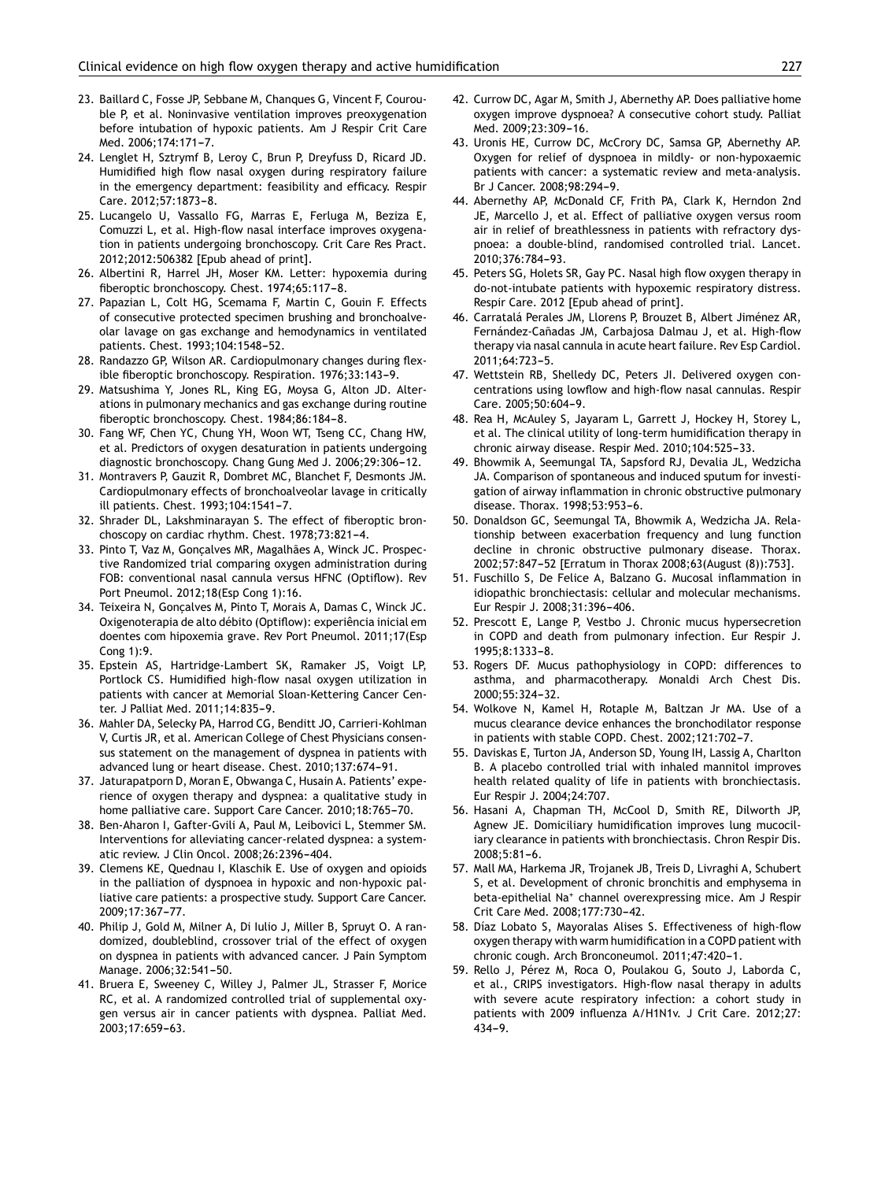23. Baillard C, Fosse JP, Sebbane M, Chanques G, Vincent F, Courouble P, et al. Noninvasive ventilation improves preoxygenation before intubation of hypoxic patients. Am J Respir Crit Care Med. 2006;174:171–7.
24. Lenglet H, Sztrymf B, Leroy C, Brun P, Dreyfuss D, Ricard JD. Humidified high flow nasal oxygen during respiratory failure in the emergency department: feasibility and efficacy. Respir Care. 2012;57:1873–8.
25. Lucangelo U, Vassallo FG, Marras E, Ferluga M, Beziza E, Comuzzi L, et al. High-flow nasal interface improves oxygenation in patients undergoing bronchoscopy. Crit Care Res Pract. 2012;2012:506382 [Epub ahead of print].
26. Albertini R, Harrel JH, Moser KM. Letter: hypoxemia during fiberoptic bronchoscopy. Chest. 1974;65:117–8.
27. Papazian L, Colt HG, Scemama F, Martin C, Gouin F. Effects of consecutive protected specimen brushing and bronchoalveolar lavage on gas exchange and hemodynamics in ventilated patients. Chest. 1993;104:1548–52.
28. Randazzo GP, Wilson AR. Cardiopulmonary changes during flexible fiberoptic bronchoscopy. Respiration. 1976;33:143–9.
29. Matsushima Y, Jones RL, King EG, Moysa G, Alton JD. Alterations in pulmonary mechanics and gas exchange during routine fiberoptic bronchoscopy. Chest. 1984;86:184–8.
30. Fang WF, Chen YC, Chung YH, Woon WT, Tseng CC, Chang HW, et al. Predictors of oxygen desaturation in patients undergoing diagnostic bronchoscopy. Chang Gung Med J. 2006;29:306–12.
31. Montravers P, Gauzit R, Dombret MC, Blanchet F, Desmonts JM. Cardiopulmonary effects of bronchoalveolar lavage in critically ill patients. Chest. 1993;104:1541–7.
32. Shrader DL, Lakshminarayan S. The effect of fiberoptic bronchoscopy on cardiac rhythm. Chest. 1978;73:821–4.
33. Pinto T, Vaz M, Gonçalves MR, Magalhães A, Winck JC. Prospective Randomized trial comparing oxygen administration during FOB: conventional nasal cannula versus HFNC (Optiflow). Rev Port Pneumol. 2012;18(Esp Cong 1):16.
34. Teixeira N, Gonçalves M, Pinto T, Morais A, Damas C, Winck JC. Oxigenoterapia de alto débito (Optiflow): experiência inicial em doentes com hipoxemia grave. Rev Port Pneumol. 2011;17(Esp Cong 1):9.
35. Epstein AS, Hartridge-Lambert SK, Ramaker JS, Voigt LP, Portlock CS. Humidified high-flow nasal oxygen utilization in patients with cancer at Memorial Sloan-Kettering Cancer Center. J Palliat Med. 2011;14:835–9.
36. Mahler DA, Selecky PA, Harrod CG, Benditt JO, Carrieri-Kohlman V, Curtis JR, et al. American College of Chest Physicians consensus statement on the management of dyspnea in patients with advanced lung or heart disease. Chest. 2010;137:674–91.
37. Jaturapatporn D, Moran E, Obwanga C, Husain A. Patients' experience of oxygen therapy and dyspnea: a qualitative study in home palliative care. Support Care Cancer. 2010;18:765–70.
38. Ben-Aharon I, Gafter-Gvili A, Paul M, Leibovici L, Stemmer SM. Interventions for alleviating cancer-related dyspnea: a systematic review. J Clin Oncol. 2008;26:2396–404.
39. Clemens KE, Quednau I, Klaschik E. Use of oxygen and opioids in the palliation of dyspnoea in hypoxic and non-hypoxic palliative care patients: a prospective study. Support Care Cancer. 2009;17:367–77.
40. Philip J, Gold M, Milner A, Di Iulio J, Miller B, Spruyt O. A randomized, doubleblind, crossover trial of the effect of oxygen on dyspnea in patients with advanced cancer. J Pain Symptom Manage. 2006;32:541–50.
41. Bruera E, Sweeney C, Willey J, Palmer JL, Strasser F, Morice RC, et al. A randomized controlled trial of supplemental oxygen versus air in cancer patients with dyspnea. Palliat Med. 2003;17:659–63.
42. Currow DC, Agar M, Smith J, Abernethy AP. Does palliative home oxygen improve dyspnoea? A consecutive cohort study. Palliat Med. 2009;23:309–16.
43. Uronis HE, Currow DC, McCrory DC, Samsa GP, Abernethy AP. Oxygen for relief of dyspnoea in mildly- or non-hypoxaemic patients with cancer: a systematic review and meta-analysis. Br J Cancer. 2008;98:294–9.
44. Abernethy AP, McDonald CF, Frith PA, Clark K, Herndon 2nd JE, Marcello J, et al. Effect of palliative oxygen versus room air in relief of breathlessness in patients with refractory dyspnoea: a double-blind, randomised controlled trial. Lancet. 2010;376:784–93.
45. Peters SG, Holets SR, Gay PC. Nasal high flow oxygen therapy in do-not-intubate patients with hypoxemic respiratory distress. Respir Care. 2012 [Epub ahead of print].
46. Carratalá Perales JM, Llorens P, Brouzet B, Albert Jiménez AR, Fernández-Cañadas JM, Carbajosa Dalmau J, et al. High-flow therapy via nasal cannula in acute heart failure. Rev Esp Cardiol. 2011;64:723–5.
47. Wettstein RB, Shelledy DC, Peters JI. Delivered oxygen concentrations using lowflow and high-flow nasal cannulas. Respir Care. 2005;50:604–9.
48. Rea H, McAuley S, Jayaram L, Garrett J, Hockey H, Storey L, et al. The clinical utility of long-term humidification therapy in chronic airway disease. Respir Med. 2010;104:525–33.
49. Bhowmik A, Seemungal TA, Sapsford RJ, Devalia JL, Wedzicha JA. Comparison of spontaneous and induced sputum for investigation of airway inflammation in chronic obstructive pulmonary disease. Thorax. 1998;53:953–6.
50. Donaldson GC, Seemungal TA, Bhowmik A, Wedzicha JA. Relationship between exacerbation frequency and lung function decline in chronic obstructive pulmonary disease. Thorax. 2002;57:847–52 [Erratum in Thorax 2008;63(August (8)):753].
51. Fuschillo S, De Felice A, Balzano G. Mucosal inflammation in idiopathic bronchiectasis: cellular and molecular mechanisms. Eur Respir J. 2008;31:396–406.
52. Prescott E, Lange P, Vestbo J. Chronic mucus hypersecretion in COPD and death from pulmonary infection. Eur Respir J. 1995;8:1333–8.
53. Rogers DF. Mucus pathophysiology in COPD: differences to asthma, and pharmacotherapy. Monaldi Arch Chest Dis. 2000;55:324–32.
54. Wolkove N, Kamel H, Rotaple M, Baltzan Jr MA. Use of a mucus clearance device enhances the bronchodilator response in patients with stable COPD. Chest. 2002;121:702–7.
55. Daviskas E, Turton JA, Anderson SD, Young IH, Lassig A, Charlton B. A placebo controlled trial with inhaled mannitol improves health related quality of life in patients with bronchiectasis. Eur Respir J. 2004;24:707.
56. Hasani A, Chapman TH, McCool D, Smith RE, Dilworth JP, Agnew JE. Domiciliary humidification improves lung mucociliary clearance in patients with bronchiectasis. Chron Respir Dis. 2008;5:81–6.
57. Mall MA, Harkema JR, Trojanek JB, Treis D, Livraghi A, Schubert S, et al. Development of chronic bronchitis and emphysema in beta-epithelial $Na^+$ channel overexpressing mice. Am J Respir Crit Care Med. 2008;177:730–42.
58. Díaz Lobato S, Mayoralas Alises S. Effectiveness of high-flow oxygen therapy with warm humidification in a COPD patient with chronic cough. Arch Bronconeumol. 2011;47:420–1.
59. Rello J, Pérez M, Roca O, Poulakou G, Souto J, Laborda C, et al., CRIPS investigators. High-flow nasal therapy in adults with severe acute respiratory infection: a cohort study in patients with 2009 influenza A/H1N1v. J Crit Care. 2012;27: 434–9.